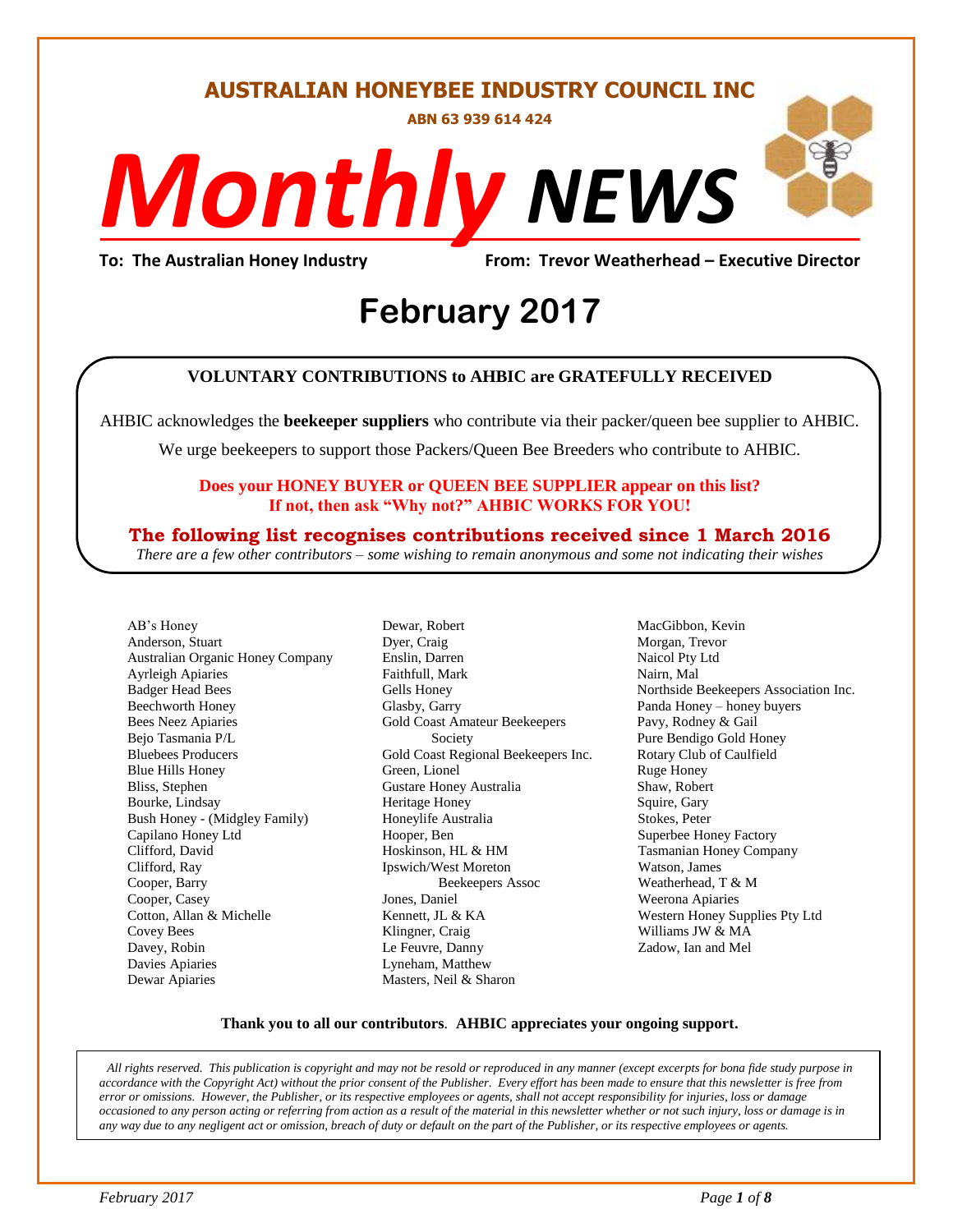# AUSTRALIAN HONEYBEE INDUSTRY COUNCIL INC

**ABN 63 939 614 424**

# *Monthly* NEWS

**To: The Australian Honey Industry** **From: Trevor Weatherhead – Executive Director**

## February 2017

**VOLUNTARY CONTRIBUTIONS to AHBIC are GRATEFULLY RECEIVED**

AHBIC acknowledges the **beekeeper suppliers** who contribute via their packer/queen bee supplier to AHBIC.

We urge beekeepers to support those Packers/Queen Bee Breeders who contribute to AHBIC.

**Does your HONEY BUYER or QUEEN BEE SUPPLIER appear on this list?**
**If not, then ask "Why not?" AHBIC WORKS FOR YOU!**

**The following list recognises contributions received since 1 March 2016**

*There are a few other contributors – some wishing to remain anonymous and some not indicating their wishes*

AB's Honey
Anderson, Stuart
Australian Organic Honey Company
Ayrleigh Apiaries
Badger Head Bees
Beechworth Honey
Bees Neez Apiaries
Bejo Tasmania P/L
Bluebees Producers
Blue Hills Honey
Bliss, Stephen
Bourke, Lindsay
Bush Honey - (Midgley Family)
Capilano Honey Ltd
Clifford, David
Clifford, Ray
Cooper, Barry
Cooper, Casey
Cotton, Allan & Michelle
Covey Bees
Davey, Robin
Davies Apiaries
Dewar Apiaries
Dewar, Robert
Dyer, Craig
Enslin, Darren
Faithfull, Mark
Gells Honey
Glasby, Garry
Gold Coast Amateur Beekeepers Society
Gold Coast Regional Beekeepers Inc.
Green, Lionel
Gustare Honey Australia
Heritage Honey
Honeylife Australia
Hooper, Ben
Hoskinson, HL & HM
Ipswich/West Moreton Beekeepers Assoc
Jones, Daniel
Kennett, JL & KA
Klingner, Craig
Le Feuvre, Danny
Lyneham, Matthew
Masters, Neil & Sharon
MacGibbon, Kevin
Morgan, Trevor
Naicol Pty Ltd
Nairn, Mal
Northside Beekeepers Association Inc.
Panda Honey – honey buyers
Pavy, Rodney & Gail
Pure Bendigo Gold Honey
Rotary Club of Caulfield
Ruge Honey
Shaw, Robert
Squire, Gary
Stokes, Peter
Superbee Honey Factory
Tasmanian Honey Company
Watson, James
Weatherhead, T & M
Weerona Apiaries
Western Honey Supplies Pty Ltd
Williams JW & MA
Zadow, Ian and Mel

**Thank you to all our contributors**. **AHBIC appreciates your ongoing support.**

*All rights reserved. This publication is copyright and may not be resold or reproduced in any manner (except excerpts for bona fide study purpose in accordance with the Copyright Act) without the prior consent of the Publisher. Every effort has been made to ensure that this newsletter is free from error or omissions. However, the Publisher, or its respective employees or agents, shall not accept responsibility for injuries, loss or damage occasioned to any person acting or referring from action as a result of the material in this newsletter whether or not such injury, loss or damage is in any way due to any negligent act or omission, breach of duty or default on the part of the Publisher, or its respective employees or agents.*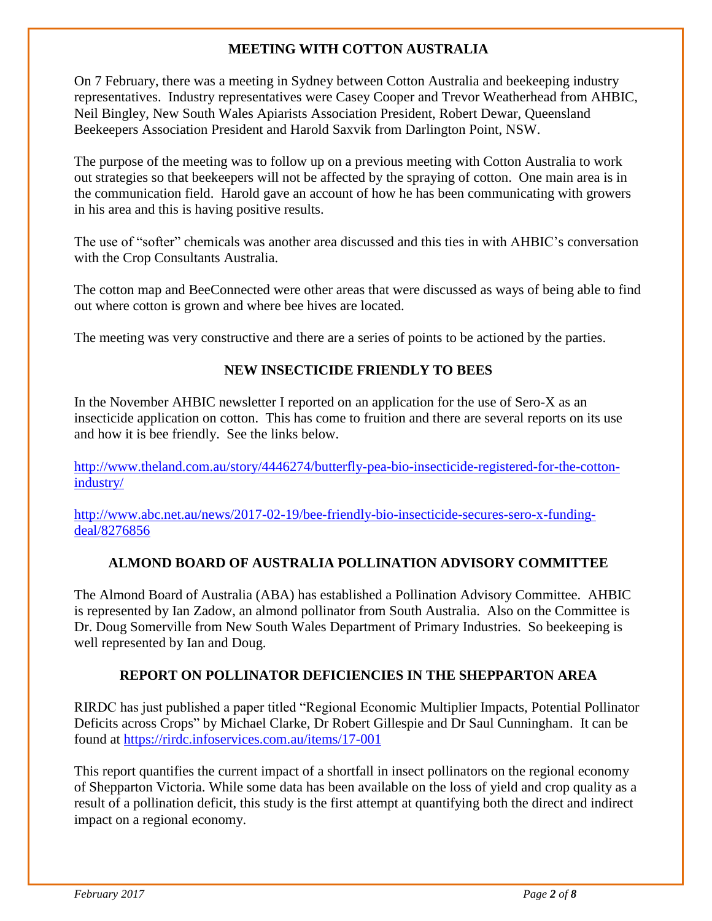## MEETING WITH COTTON AUSTRALIA

On 7 February, there was a meeting in Sydney between Cotton Australia and beekeeping industry representatives. Industry representatives were Casey Cooper and Trevor Weatherhead from AHBIC, Neil Bingley, New South Wales Apiarists Association President, Robert Dewar, Queensland Beekeepers Association President and Harold Saxvik from Darlington Point, NSW.

The purpose of the meeting was to follow up on a previous meeting with Cotton Australia to work out strategies so that beekeepers will not be affected by the spraying of cotton. One main area is in the communication field. Harold gave an account of how he has been communicating with growers in his area and this is having positive results.

The use of "softer" chemicals was another area discussed and this ties in with AHBIC's conversation with the Crop Consultants Australia.

The cotton map and BeeConnected were other areas that were discussed as ways of being able to find out where cotton is grown and where bee hives are located.

The meeting was very constructive and there are a series of points to be actioned by the parties.

## NEW INSECTICIDE FRIENDLY TO BEES

In the November AHBIC newsletter I reported on an application for the use of Sero-X as an insecticide application on cotton. This has come to fruition and there are several reports on its use and how it is bee friendly. See the links below.

http://www.theland.com.au/story/4446274/butterfly-pea-bio-insecticide-registered-for-the-cotton-industry/

http://www.abc.net.au/news/2017-02-19/bee-friendly-bio-insecticide-secures-sero-x-funding-deal/8276856

## ALMOND BOARD OF AUSTRALIA POLLINATION ADVISORY COMMITTEE

The Almond Board of Australia (ABA) has established a Pollination Advisory Committee. AHBIC is represented by Ian Zadow, an almond pollinator from South Australia. Also on the Committee is Dr. Doug Somerville from New South Wales Department of Primary Industries. So beekeeping is well represented by Ian and Doug.

## REPORT ON POLLINATOR DEFICIENCIES IN THE SHEPPARTON AREA

RIRDC has just published a paper titled "Regional Economic Multiplier Impacts, Potential Pollinator Deficits across Crops" by Michael Clarke, Dr Robert Gillespie and Dr Saul Cunningham. It can be found at https://rirdc.infoservices.com.au/items/17-001

This report quantifies the current impact of a shortfall in insect pollinators on the regional economy of Shepparton Victoria. While some data has been available on the loss of yield and crop quality as a result of a pollination deficit, this study is the first attempt at quantifying both the direct and indirect impact on a regional economy.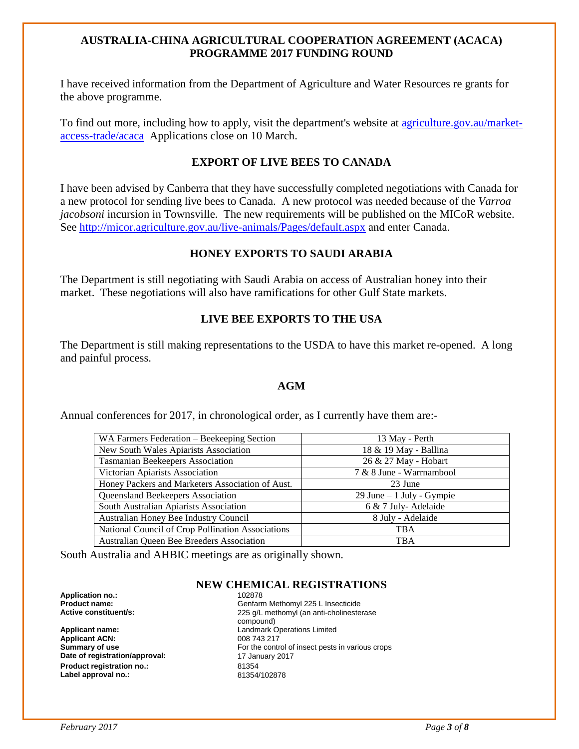## AUSTRALIA-CHINA AGRICULTURAL COOPERATION AGREEMENT (ACACA) PROGRAMME 2017 FUNDING ROUND

I have received information from the Department of Agriculture and Water Resources re grants for the above programme.

To find out more, including how to apply, visit the department's website at [agriculture.gov.au/market-access-trade/acaca](agriculture.gov.au/market-access-trade/acaca) Applications close on 10 March.

## EXPORT OF LIVE BEES TO CANADA

I have been advised by Canberra that they have successfully completed negotiations with Canada for a new protocol for sending live bees to Canada. A new protocol was needed because of the *Varroa jacobsoni* incursion in Townsville. The new requirements will be published on the MICoR website. See [http://micor.agriculture.gov.au/live-animals/Pages/default.aspx](http://micor.agriculture.gov.au/live-animals/Pages/default.aspx) and enter Canada.

## HONEY EXPORTS TO SAUDI ARABIA

The Department is still negotiating with Saudi Arabia on access of Australian honey into their market. These negotiations will also have ramifications for other Gulf State markets.

## LIVE BEE EXPORTS TO THE USA

The Department is still making representations to the USDA to have this market re-opened. A long and painful process.

## AGM

Annual conferences for 2017, in chronological order, as I currently have them are:-

| | |
|---|---|
| WA Farmers Federation – Beekeeping Section | 13 May - Perth |
| New South Wales Apiarists Association | 18 & 19 May - Ballina |
| Tasmanian Beekeepers Association | 26 & 27 May - Hobart |
| Victorian Apiarists Association | 7 & 8 June - Warrnambool |
| Honey Packers and Marketers Association of Aust. | 23 June |
| Queensland Beekeepers Association | 29 June – 1 July - Gympie |
| South Australian Apiarists Association | 6 & 7 July- Adelaide |
| Australian Honey Bee Industry Council | 8 July - Adelaide |
| National Council of Crop Pollination Associations | TBA |
| Australian Queen Bee Breeders Association | TBA |

South Australia and AHBIC meetings are as originally shown.

## NEW CHEMICAL REGISTRATIONS

**Application no.:** 102878
**Product name:** Genfarm Methomyl 225 L Insecticide
**Active constituent/s:** 225 g/L methomyl (an anti-cholinesterase compound)
**Applicant name:** Landmark Operations Limited
**Applicant ACN:** 008 743 217
**Summary of use** For the control of insect pests in various crops
**Date of registration/approval:** 17 January 2017
**Product registration no.:** 81354
**Label approval no.:** 81354/102878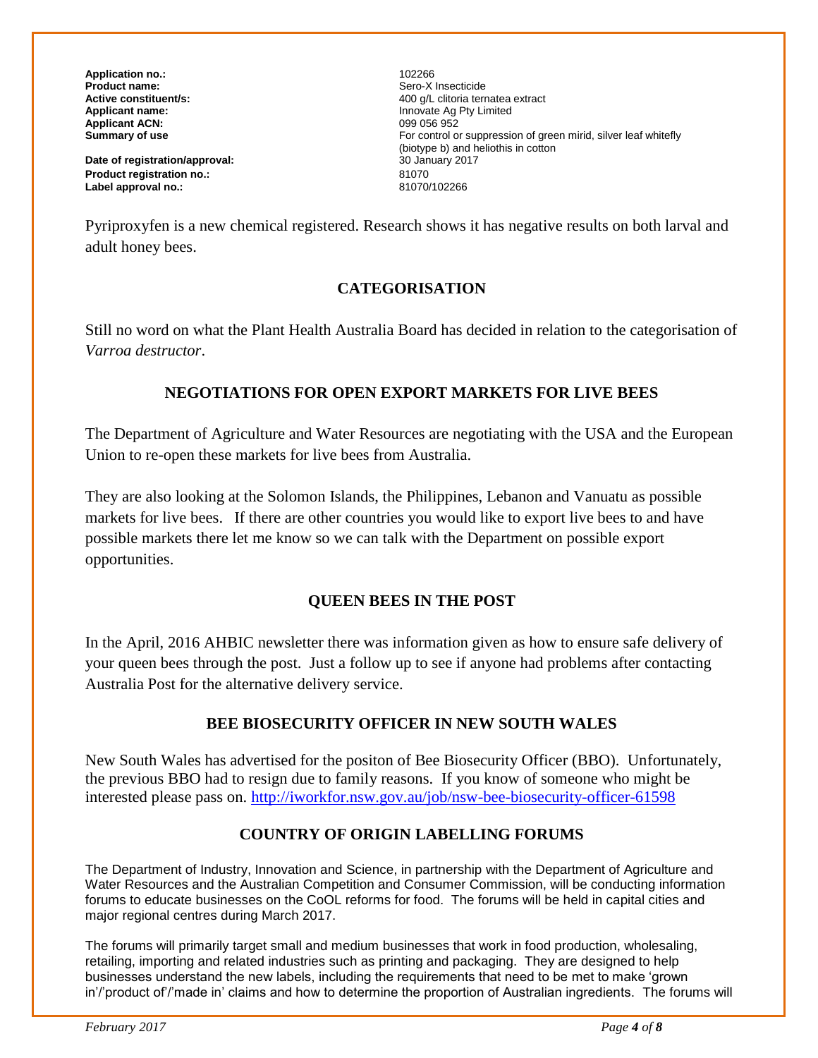| | |
|---|---|
| **Application no.:** | 102266 |
| **Product name:** | Sero-X Insecticide |
| **Active constituent/s:** | 400 g/L clitoria ternatea extract |
| **Applicant name:** | Innovate Ag Pty Limited |
| **Applicant ACN:** | 099 056 952 |
| **Summary of use** | For control or suppression of green mirid, silver leaf whitefly (biotype b) and heliothis in cotton |
| **Date of registration/approval:** | 30 January 2017 |
| **Product registration no.:** | 81070 |
| **Label approval no.:** | 81070/102266 |

Pyriproxyfen is a new chemical registered. Research shows it has negative results on both larval and adult honey bees.

## CATEGORISATION

Still no word on what the Plant Health Australia Board has decided in relation to the categorisation of *Varroa destructor*.

## NEGOTIATIONS FOR OPEN EXPORT MARKETS FOR LIVE BEES

The Department of Agriculture and Water Resources are negotiating with the USA and the European Union to re-open these markets for live bees from Australia.

They are also looking at the Solomon Islands, the Philippines, Lebanon and Vanuatu as possible markets for live bees. If there are other countries you would like to export live bees to and have possible markets there let me know so we can talk with the Department on possible export opportunities.

## QUEEN BEES IN THE POST

In the April, 2016 AHBIC newsletter there was information given as how to ensure safe delivery of your queen bees through the post. Just a follow up to see if anyone had problems after contacting Australia Post for the alternative delivery service.

## BEE BIOSECURITY OFFICER IN NEW SOUTH WALES

New South Wales has advertised for the positon of Bee Biosecurity Officer (BBO). Unfortunately, the previous BBO had to resign due to family reasons. If you know of someone who might be interested please pass on. http://iworkfor.nsw.gov.au/job/nsw-bee-biosecurity-officer-61598

## COUNTRY OF ORIGIN LABELLING FORUMS

The Department of Industry, Innovation and Science, in partnership with the Department of Agriculture and Water Resources and the Australian Competition and Consumer Commission, will be conducting information forums to educate businesses on the CoOL reforms for food. The forums will be held in capital cities and major regional centres during March 2017.

The forums will primarily target small and medium businesses that work in food production, wholesaling, retailing, importing and related industries such as printing and packaging. They are designed to help businesses understand the new labels, including the requirements that need to be met to make 'grown in'/'product of'/'made in' claims and how to determine the proportion of Australian ingredients. The forums will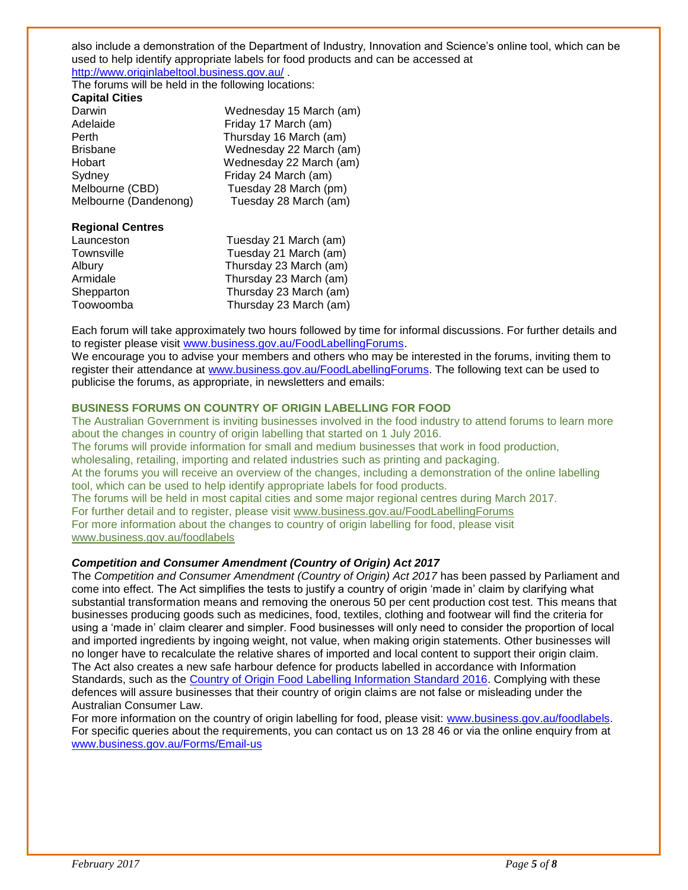also include a demonstration of the Department of Industry, Innovation and Science's online tool, which can be used to help identify appropriate labels for food products and can be accessed at http://www.originlabeltool.business.gov.au/ .

The forums will be held in the following locations:

**Capital Cities**

| | |
|---|---|
| Darwin | Wednesday 15 March (am) |
| Adelaide | Friday 17 March (am) |
| Perth | Thursday 16 March (am) |
| Brisbane | Wednesday 22 March (am) |
| Hobart | Wednesday 22 March (am) |
| Sydney | Friday 24 March (am) |
| Melbourne (CBD) | Tuesday 28 March (pm) |
| Melbourne (Dandenong) | Tuesday 28 March (am) |

**Regional Centres**

| | |
|---|---|
| Launceston | Tuesday 21 March (am) |
| Townsville | Tuesday 21 March (am) |
| Albury | Thursday 23 March (am) |
| Armidale | Thursday 23 March (am) |
| Shepparton | Thursday 23 March (am) |
| Toowoomba | Thursday 23 March (am) |

Each forum will take approximately two hours followed by time for informal discussions. For further details and to register please visit www.business.gov.au/FoodLabellingForums.

We encourage you to advise your members and others who may be interested in the forums, inviting them to register their attendance at www.business.gov.au/FoodLabellingForums. The following text can be used to publicise the forums, as appropriate, in newsletters and emails:

**BUSINESS FORUMS ON COUNTRY OF ORIGIN LABELLING FOR FOOD**

The Australian Government is inviting businesses involved in the food industry to attend forums to learn more about the changes in country of origin labelling that started on 1 July 2016.

The forums will provide information for small and medium businesses that work in food production, wholesaling, retailing, importing and related industries such as printing and packaging.

At the forums you will receive an overview of the changes, including a demonstration of the online labelling tool, which can be used to help identify appropriate labels for food products.

The forums will be held in most capital cities and some major regional centres during March 2017.

For further detail and to register, please visit www.business.gov.au/FoodLabellingForums

For more information about the changes to country of origin labelling for food, please visit www.business.gov.au/foodlabels

***Competition and Consumer Amendment (Country of Origin) Act 2017***

The *Competition and Consumer Amendment (Country of Origin) Act 2017* has been passed by Parliament and come into effect. The Act simplifies the tests to justify a country of origin 'made in' claim by clarifying what substantial transformation means and removing the onerous 50 per cent production cost test. This means that businesses producing goods such as medicines, food, textiles, clothing and footwear will find the criteria for using a 'made in' claim clearer and simpler. Food businesses will only need to consider the proportion of local and imported ingredients by ingoing weight, not value, when making origin statements. Other businesses will no longer have to recalculate the relative shares of imported and local content to support their origin claim. The Act also creates a new safe harbour defence for products labelled in accordance with Information Standards, such as the Country of Origin Food Labelling Information Standard 2016. Complying with these defences will assure businesses that their country of origin claims are not false or misleading under the Australian Consumer Law.

For more information on the country of origin labelling for food, please visit: www.business.gov.au/foodlabels. For specific queries about the requirements, you can contact us on 13 28 46 or via the online enquiry from at www.business.gov.au/Forms/Email-us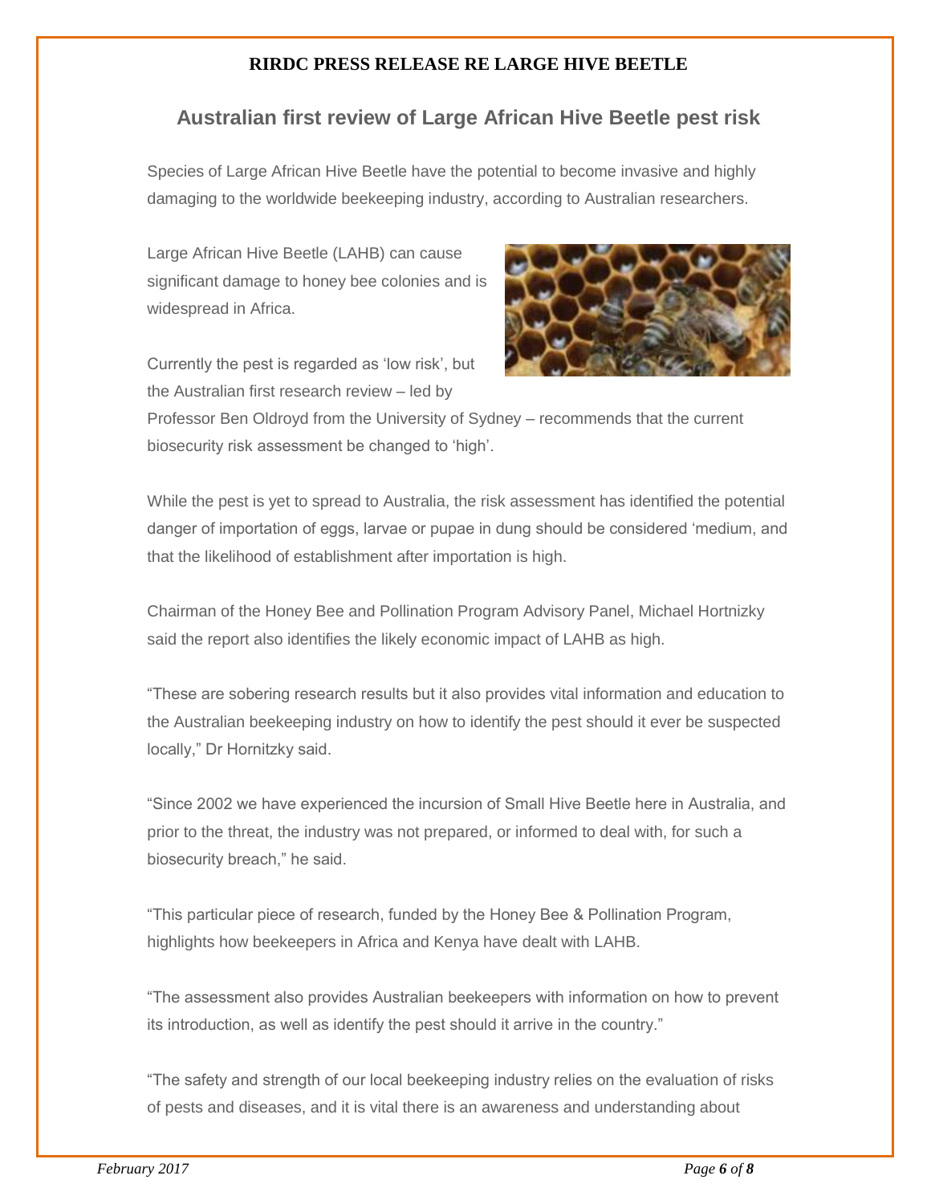**RIRDC PRESS RELEASE RE LARGE HIVE BEETLE**

## Australian first review of Large African Hive Beetle pest risk

Species of Large African Hive Beetle have the potential to become invasive and highly damaging to the worldwide beekeeping industry, according to Australian researchers.

Large African Hive Beetle (LAHB) can cause significant damage to honey bee colonies and is widespread in Africa.

Currently the pest is regarded as 'low risk', but the Australian first research review – led by Professor Ben Oldroyd from the University of Sydney – recommends that the current biosecurity risk assessment be changed to 'high'.

While the pest is yet to spread to Australia, the risk assessment has identified the potential danger of importation of eggs, larvae or pupae in dung should be considered 'medium, and that the likelihood of establishment after importation is high.

Chairman of the Honey Bee and Pollination Program Advisory Panel, Michael Hortnizky said the report also identifies the likely economic impact of LAHB as high.

"These are sobering research results but it also provides vital information and education to the Australian beekeeping industry on how to identify the pest should it ever be suspected locally," Dr Hornitzky said.

"Since 2002 we have experienced the incursion of Small Hive Beetle here in Australia, and prior to the threat, the industry was not prepared, or informed to deal with, for such a biosecurity breach," he said.

"This particular piece of research, funded by the Honey Bee & Pollination Program, highlights how beekeepers in Africa and Kenya have dealt with LAHB.

"The assessment also provides Australian beekeepers with information on how to prevent its introduction, as well as identify the pest should it arrive in the country."

"The safety and strength of our local beekeeping industry relies on the evaluation of risks of pests and diseases, and it is vital there is an awareness and understanding about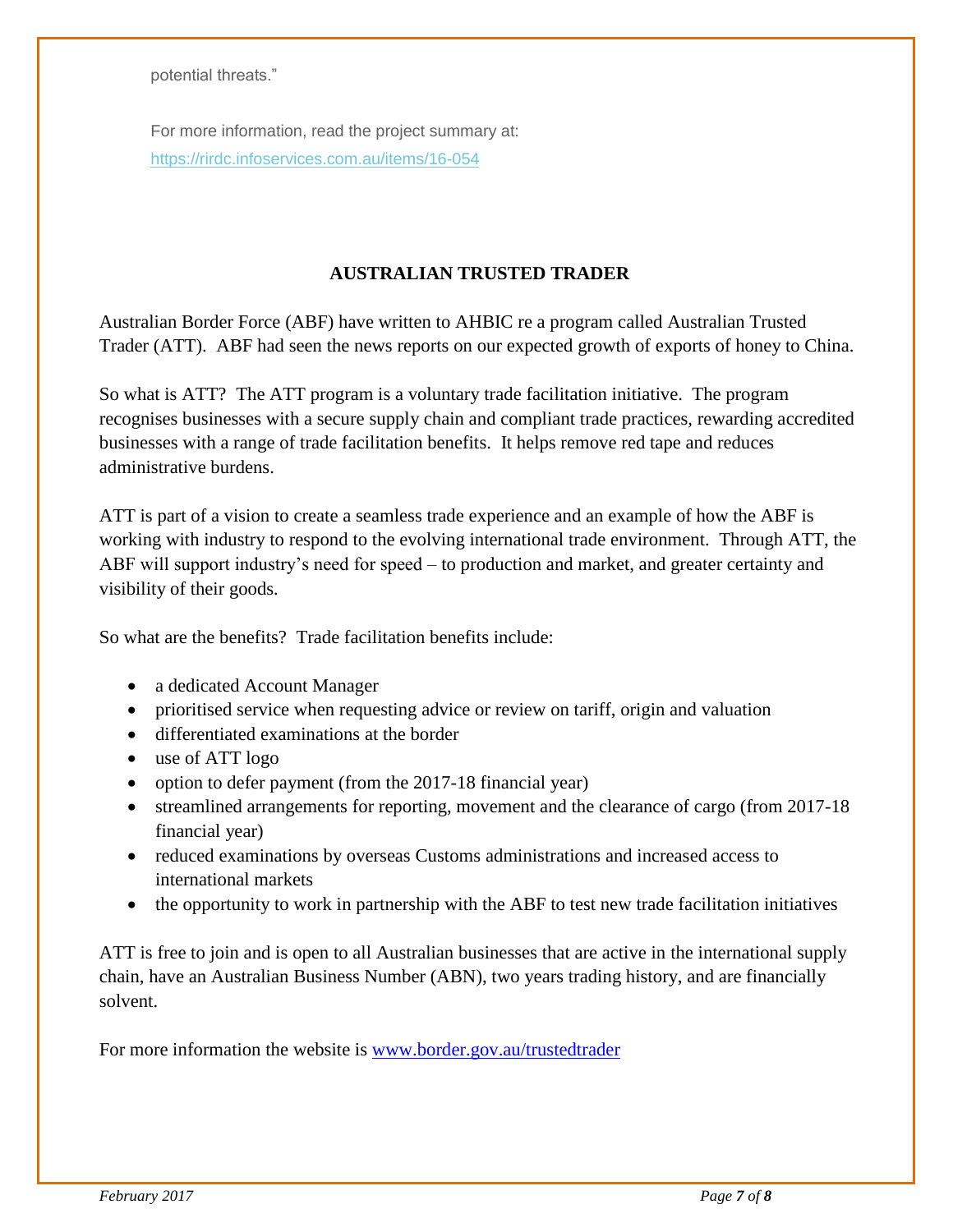potential threats."

For more information, read the project summary at: https://rirdc.infoservices.com.au/items/16-054

## AUSTRALIAN TRUSTED TRADER

Australian Border Force (ABF) have written to AHBIC re a program called Australian Trusted Trader (ATT). ABF had seen the news reports on our expected growth of exports of honey to China.

So what is ATT? The ATT program is a voluntary trade facilitation initiative. The program recognises businesses with a secure supply chain and compliant trade practices, rewarding accredited businesses with a range of trade facilitation benefits. It helps remove red tape and reduces administrative burdens.

ATT is part of a vision to create a seamless trade experience and an example of how the ABF is working with industry to respond to the evolving international trade environment. Through ATT, the ABF will support industry's need for speed – to production and market, and greater certainty and visibility of their goods.

So what are the benefits? Trade facilitation benefits include:

- a dedicated Account Manager
- prioritised service when requesting advice or review on tariff, origin and valuation
- differentiated examinations at the border
- use of ATT logo
- option to defer payment (from the 2017-18 financial year)
- streamlined arrangements for reporting, movement and the clearance of cargo (from 2017-18 financial year)
- reduced examinations by overseas Customs administrations and increased access to international markets
- the opportunity to work in partnership with the ABF to test new trade facilitation initiatives

ATT is free to join and is open to all Australian businesses that are active in the international supply chain, have an Australian Business Number (ABN), two years trading history, and are financially solvent.

For more information the website is www.border.gov.au/trustedtrader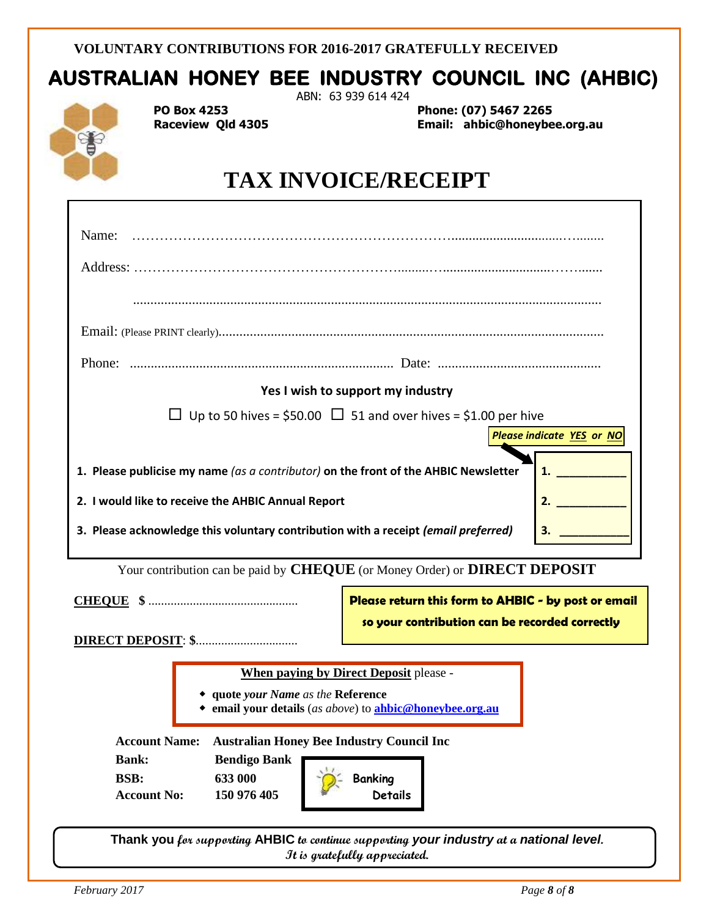**VOLUNTARY CONTRIBUTIONS FOR 2016-2017 GRATEFULLY RECEIVED**

# AUSTRALIAN HONEY BEE INDUSTRY COUNCIL INC (AHBIC)

ABN: 63 939 614 424

**PO Box 4253**
**Raceview Qld 4305**

**Phone: (07) 5467 2265**
**Email: ahbic@honeybee.org.au**

# TAX INVOICE/RECEIPT

Name: ……………………………………………………………………………………………

Address: …………………………………………………………………………………………

……………………………………………………………………………………………………

Email: (Please PRINT clearly)……………………………………………………………………

Phone: ………………………………………………… Date: ………………………………

**Yes I wish to support my industry**

☐ Up to 50 hives = $50.00 ☐ 51 and over hives = $1.00 per hive

***Please indicate YES or NO***

1. **Please publicise my name** *(as a contributor)* **on the front of the AHBIC Newsletter** — **1.** ________
2. **I would like to receive the AHBIC Annual Report** — **2.** ________
3. **Please acknowledge this voluntary contribution with a receipt** ***(email preferred)*** — **3.** ________

Your contribution can be paid by **CHEQUE** (or Money Order) or **DIRECT DEPOSIT**

**CHEQUE** $ ……………………………

**DIRECT DEPOSIT**: $……………………

**Please return this form to AHBIC - by post or email so your contribution can be recorded correctly**

**When paying by Direct Deposit** please -

- **quote** ***your Name*** *as the* **Reference**
- **email your details** (*as above*) to **ahbic@honeybee.org.au**

**Banking Details**

| | |
|---|---|
| **Account Name:** | **Australian Honey Bee Industry Council Inc** |
| **Bank:** | **Bendigo Bank** |
| **BSB:** | **633 000** |
| **Account No:** | **150 976 405** |

**Thank you** *for supporting* **AHBIC** *to continue supporting* ***your industry*** *at a* ***national level.*** *It is gratefully appreciated.*

*February 2017*